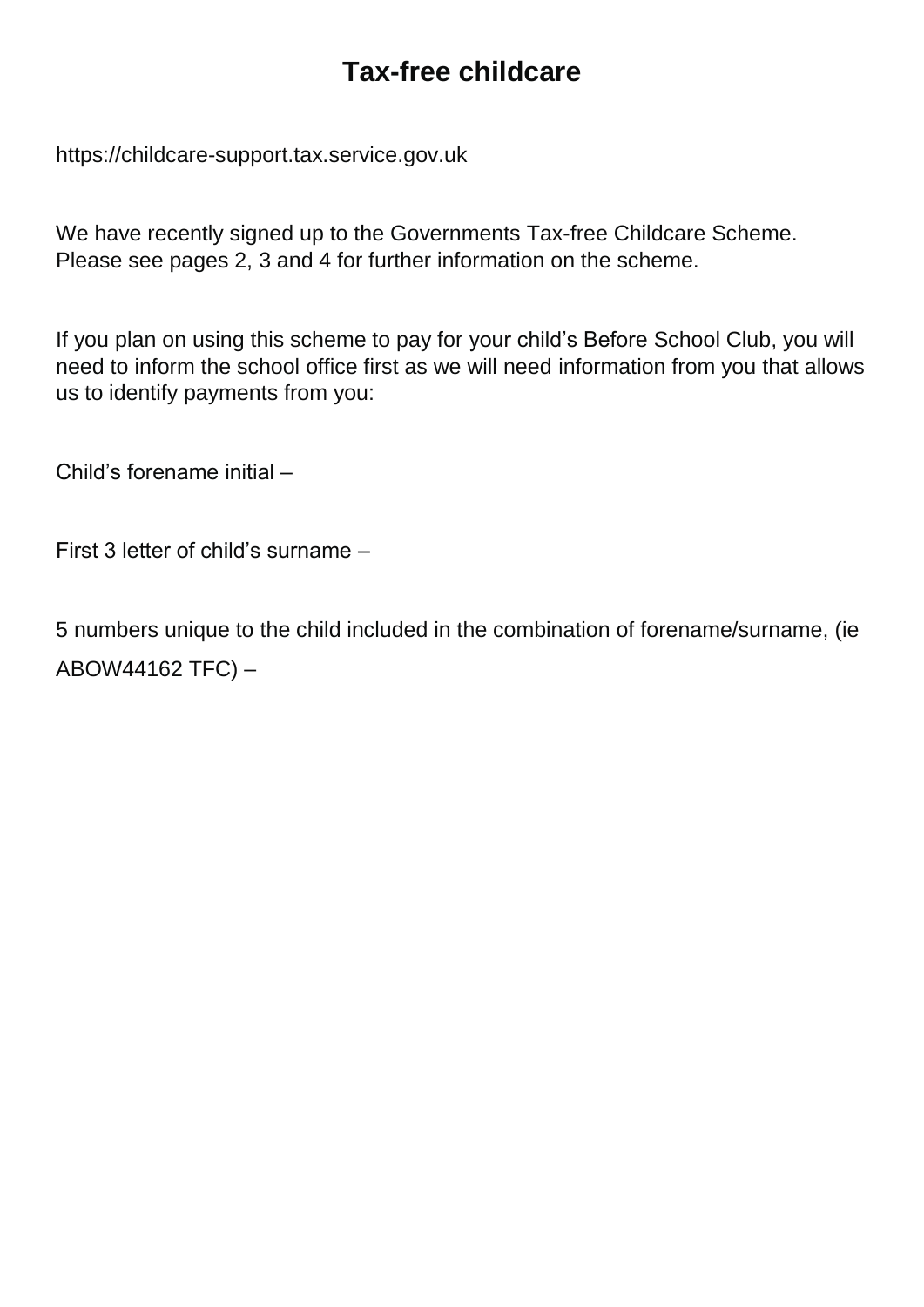# Tax-free childcare

https://childcare-support.tax.service.gov.uk

We have recently signed up to the Governments Tax-free Childcare Scheme.
Please see pages 2, 3 and 4 for further information on the scheme.

If you plan on using this scheme to pay for your child's Before School Club, you will need to inform the school office first as we will need information from you that allows us to identify payments from you:

Child's forename initial –

First 3 letter of child's surname –

5 numbers unique to the child included in the combination of forename/surname, (ie ABOW44162 TFC) –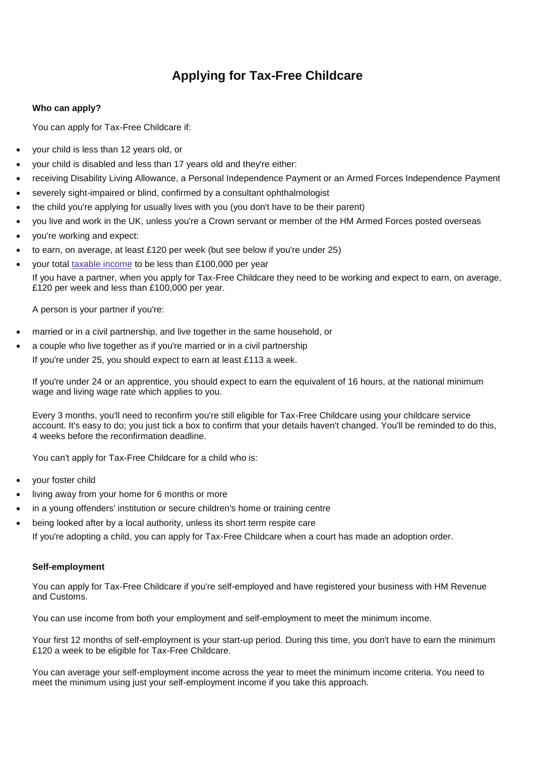# Applying for Tax-Free Childcare

### Who can apply?

You can apply for Tax-Free Childcare if:

- your child is less than 12 years old, or
- your child is disabled and less than 17 years old and they're either:
- receiving Disability Living Allowance, a Personal Independence Payment or an Armed Forces Independence Payment
- severely sight-impaired or blind, confirmed by a consultant ophthalmologist
- the child you're applying for usually lives with you (you don't have to be their parent)
- you live and work in the UK, unless you're a Crown servant or member of the HM Armed Forces posted overseas
- you're working and expect:
- to earn, on average, at least £120 per week (but see below if you're under 25)
- your total taxable income to be less than £100,000 per year

If you have a partner, when you apply for Tax-Free Childcare they need to be working and expect to earn, on average, £120 per week and less than £100,000 per year.

A person is your partner if you're:

- married or in a civil partnership, and live together in the same household, or
- a couple who live together as if you're married or in a civil partnership

If you're under 25, you should expect to earn at least £113 a week.

If you're under 24 or an apprentice, you should expect to earn the equivalent of 16 hours, at the national minimum wage and living wage rate which applies to you.

Every 3 months, you'll need to reconfirm you're still eligible for Tax-Free Childcare using your childcare service account. It's easy to do; you just tick a box to confirm that your details haven't changed. You'll be reminded to do this, 4 weeks before the reconfirmation deadline.

You can't apply for Tax-Free Childcare for a child who is:

- your foster child
- living away from your home for 6 months or more
- in a young offenders' institution or secure children's home or training centre
- being looked after by a local authority, unless its short term respite care

If you're adopting a child, you can apply for Tax-Free Childcare when a court has made an adoption order.

### Self-employment

You can apply for Tax-Free Childcare if you're self-employed and have registered your business with HM Revenue and Customs.

You can use income from both your employment and self-employment to meet the minimum income.

Your first 12 months of self-employment is your start-up period. During this time, you don't have to earn the minimum £120 a week to be eligible for Tax-Free Childcare.

You can average your self-employment income across the year to meet the minimum income criteria. You need to meet the minimum using just your self-employment income if you take this approach.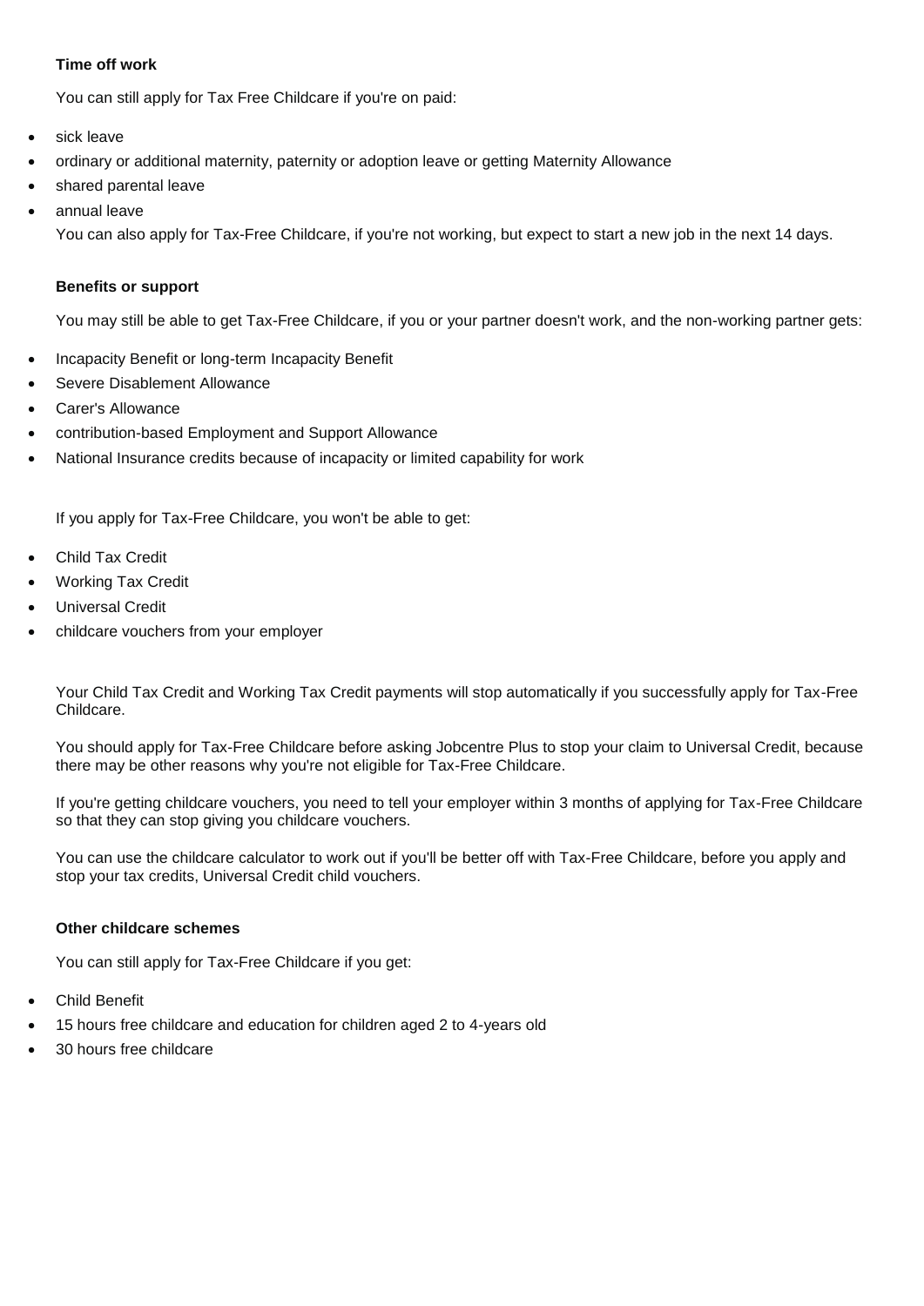**Time off work**

You can still apply for Tax Free Childcare if you're on paid:

- sick leave
- ordinary or additional maternity, paternity or adoption leave or getting Maternity Allowance
- shared parental leave
- annual leave

You can also apply for Tax-Free Childcare, if you're not working, but expect to start a new job in the next 14 days.

**Benefits or support**

You may still be able to get Tax-Free Childcare, if you or your partner doesn't work, and the non-working partner gets:

- Incapacity Benefit or long-term Incapacity Benefit
- Severe Disablement Allowance
- Carer's Allowance
- contribution-based Employment and Support Allowance
- National Insurance credits because of incapacity or limited capability for work

If you apply for Tax-Free Childcare, you won't be able to get:

- Child Tax Credit
- Working Tax Credit
- Universal Credit
- childcare vouchers from your employer

Your Child Tax Credit and Working Tax Credit payments will stop automatically if you successfully apply for Tax-Free Childcare.

You should apply for Tax-Free Childcare before asking Jobcentre Plus to stop your claim to Universal Credit, because there may be other reasons why you're not eligible for Tax-Free Childcare.

If you're getting childcare vouchers, you need to tell your employer within 3 months of applying for Tax-Free Childcare so that they can stop giving you childcare vouchers.

You can use the childcare calculator to work out if you'll be better off with Tax-Free Childcare, before you apply and stop your tax credits, Universal Credit child vouchers.

**Other childcare schemes**

You can still apply for Tax-Free Childcare if you get:

- Child Benefit
- 15 hours free childcare and education for children aged 2 to 4-years old
- 30 hours free childcare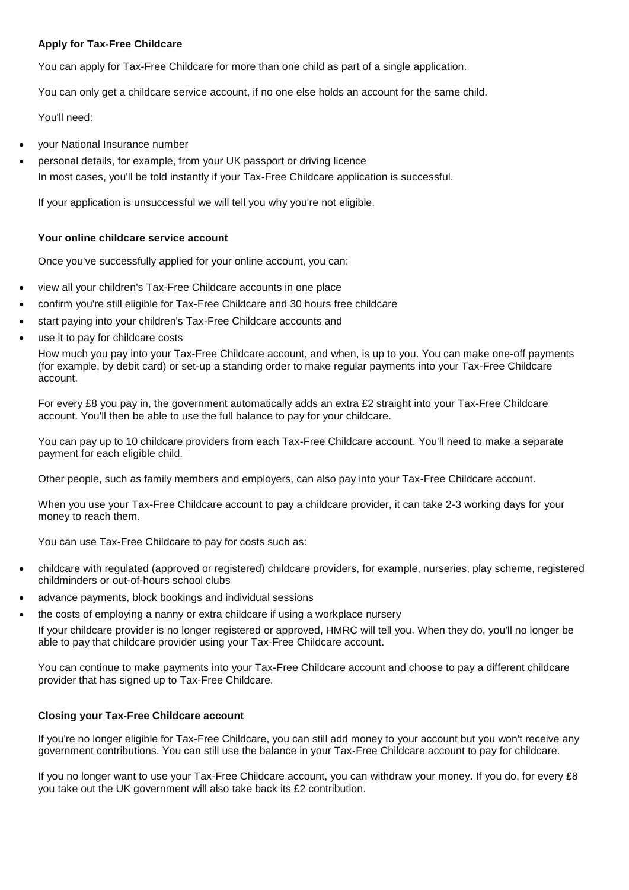### Apply for Tax-Free Childcare

You can apply for Tax-Free Childcare for more than one child as part of a single application.

You can only get a childcare service account, if no one else holds an account for the same child.

You'll need:

- your National Insurance number
- personal details, for example, from your UK passport or driving licence

In most cases, you'll be told instantly if your Tax-Free Childcare application is successful.

If your application is unsuccessful we will tell you why you're not eligible.

### Your online childcare service account

Once you've successfully applied for your online account, you can:

- view all your children's Tax-Free Childcare accounts in one place
- confirm you're still eligible for Tax-Free Childcare and 30 hours free childcare
- start paying into your children's Tax-Free Childcare accounts and
- use it to pay for childcare costs

How much you pay into your Tax-Free Childcare account, and when, is up to you. You can make one-off payments (for example, by debit card) or set-up a standing order to make regular payments into your Tax-Free Childcare account.

For every £8 you pay in, the government automatically adds an extra £2 straight into your Tax-Free Childcare account. You'll then be able to use the full balance to pay for your childcare.

You can pay up to 10 childcare providers from each Tax-Free Childcare account. You'll need to make a separate payment for each eligible child.

Other people, such as family members and employers, can also pay into your Tax-Free Childcare account.

When you use your Tax-Free Childcare account to pay a childcare provider, it can take 2-3 working days for your money to reach them.

You can use Tax-Free Childcare to pay for costs such as:

- childcare with regulated (approved or registered) childcare providers, for example, nurseries, play scheme, registered childminders or out-of-hours school clubs
- advance payments, block bookings and individual sessions
- the costs of employing a nanny or extra childcare if using a workplace nursery

If your childcare provider is no longer registered or approved, HMRC will tell you. When they do, you'll no longer be able to pay that childcare provider using your Tax-Free Childcare account.

You can continue to make payments into your Tax-Free Childcare account and choose to pay a different childcare provider that has signed up to Tax-Free Childcare.

### Closing your Tax-Free Childcare account

If you're no longer eligible for Tax-Free Childcare, you can still add money to your account but you won't receive any government contributions. You can still use the balance in your Tax-Free Childcare account to pay for childcare.

If you no longer want to use your Tax-Free Childcare account, you can withdraw your money. If you do, for every £8 you take out the UK government will also take back its £2 contribution.